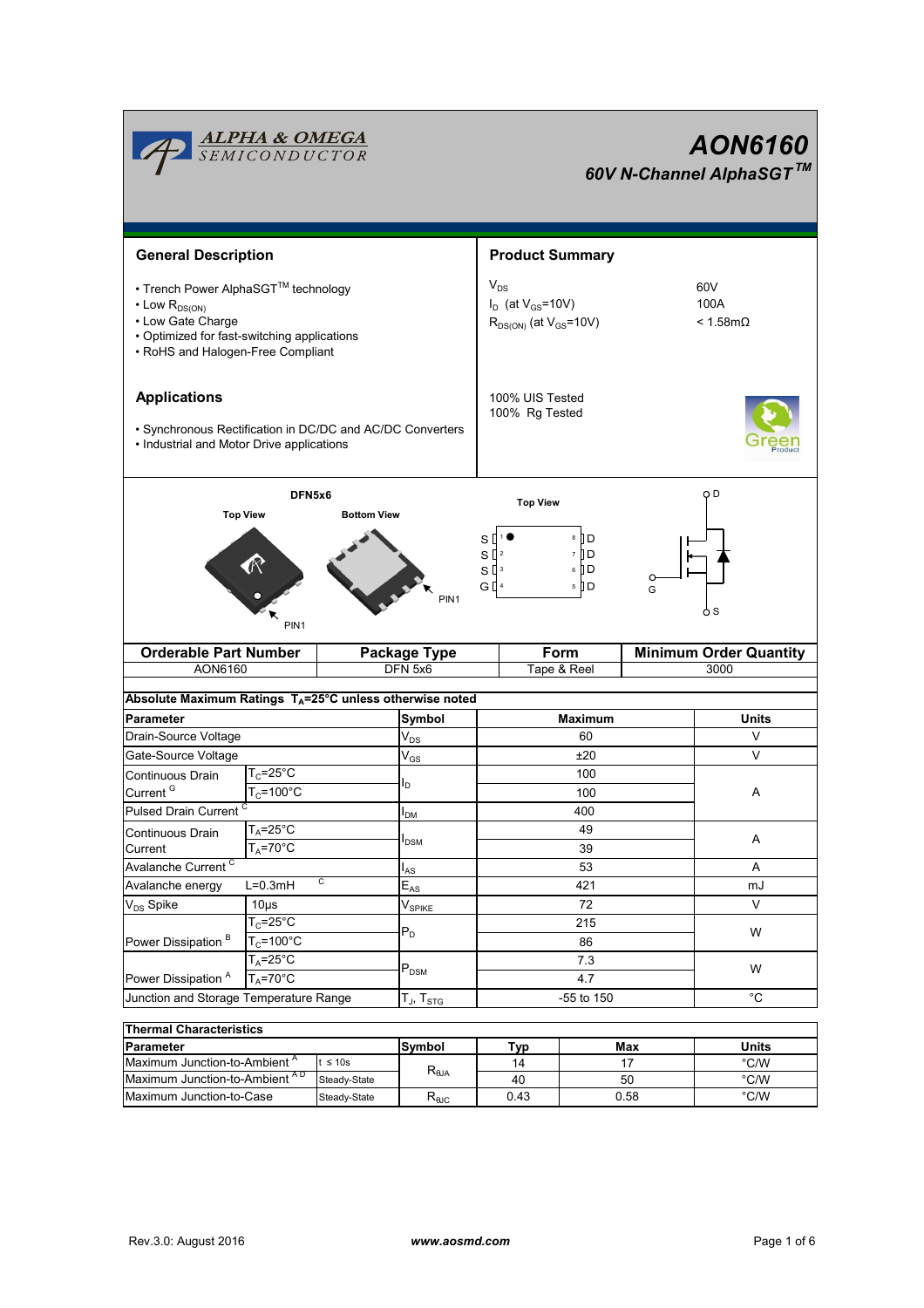# AON6160

## 60V N-Channel AlphaSGT™

## General Description

- Trench Power AlphaSGT™ technology
- Low $R_{DS(ON)}$
- Low Gate Charge
- Optimized for fast-switching applications
- RoHS and Halogen-Free Compliant

## Product Summary

| | |
|---|---|
| $V_{DS}$ | 60V |
| $I_D$ (at $V_{GS}$=10V) | 100A |
| $R_{DS(ON)}$ (at $V_{GS}$=10V) | < 1.58mΩ |

100% UIS Tested
100% Rg Tested

## Applications

- Synchronous Rectification in DC/DC and AC/DC Converters
- Industrial and Motor Drive applications

DFN5x6

Top View | Bottom View | PIN1

Top View

S 1 | 8 D
S 2 | 7 D
S 3 | 6 D
G 4 | 5 D

D, G, S

| Orderable Part Number | Package Type | Form | Minimum Order Quantity |
|---|---|---|---|
| AON6160 | DFN 5x6 | Tape & Reel | 3000 |

**Absolute Maximum Ratings $T_A$=25°C unless otherwise noted**

| Parameter | | Symbol | Maximum | Units |
|---|---|---|---|---|
| Drain-Source Voltage | | $V_{DS}$ | 60 | V |
| Gate-Source Voltage | | $V_{GS}$ | ±20 | V |
| Continuous Drain Current [G] | $T_C$=25°C | $I_D$ | 100 | A |
| | $T_C$=100°C | | 100 | |
| Pulsed Drain Current [C] | | $I_{DM}$ | 400 | |
| Continuous Drain Current | $T_A$=25°C | $I_{DSM}$ | 49 | A |
| | $T_A$=70°C | | 39 | |
| Avalanche Current [C] | | $I_{AS}$ | 53 | A |
| Avalanche energy | L=0.3mH [C] | $E_{AS}$ | 421 | mJ |
| $V_{DS}$ Spike | 10µs | $V_{SPIKE}$ | 72 | V |
| Power Dissipation [B] | $T_C$=25°C | $P_D$ | 215 | W |
| | $T_C$=100°C | | 86 | |
| Power Dissipation [A] | $T_A$=25°C | $P_{DSM}$ | 7.3 | W |
| | $T_A$=70°C | | 4.7 | |
| Junction and Storage Temperature Range | | $T_J$, $T_{STG}$ | -55 to 150 | °C |

**Thermal Characteristics**

| Parameter | | Symbol | Typ | Max | Units |
|---|---|---|---|---|---|
| Maximum Junction-to-Ambient [A] | t ≤ 10s | $R_{\theta JA}$ | 14 | 17 | °C/W |
| Maximum Junction-to-Ambient [A D] | Steady-State | | 40 | 50 | °C/W |
| Maximum Junction-to-Case | Steady-State | $R_{\theta JC}$ | 0.43 | 0.58 | °C/W |

Rev.3.0: August 2016 www.aosmd.com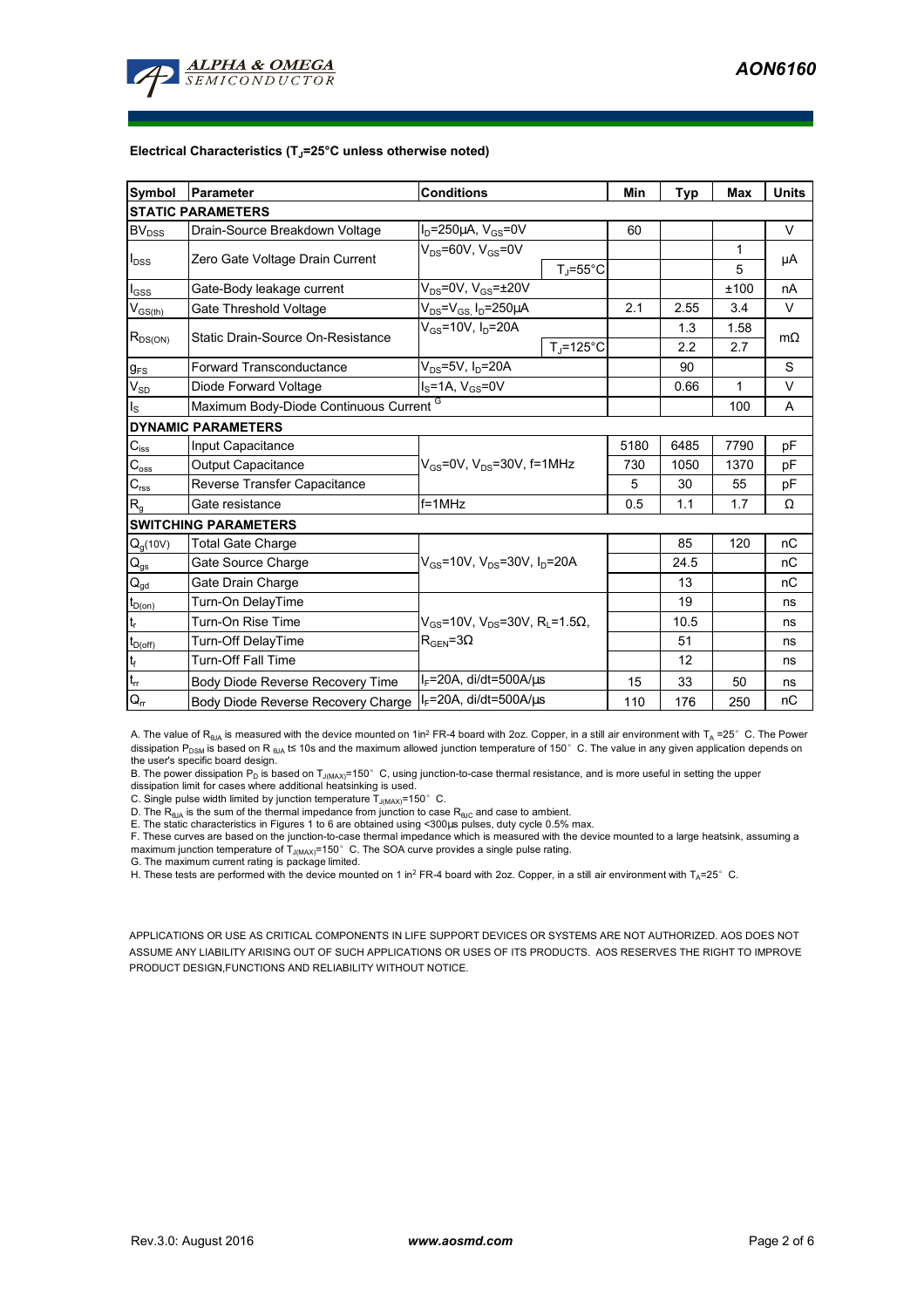**Electrical Characteristics ($T_J$=25°C unless otherwise noted)**

| Symbol | Parameter | Conditions | | Min | Typ | Max | Units |
|---|---|---|---|---|---|---|---|
| **STATIC PARAMETERS** | | | | | | | |
| $BV_{DSS}$ | Drain-Source Breakdown Voltage | $I_D$=250µA, $V_{GS}$=0V | | 60 | | | V |
| $I_{DSS}$ | Zero Gate Voltage Drain Current | $V_{DS}$=60V, $V_{GS}$=0V | | | | 1 | µA |
| | | | $T_J$=55°C | | | 5 | |
| $I_{GSS}$ | Gate-Body leakage current | $V_{DS}$=0V, $V_{GS}$=±20V | | | | ±100 | nA |
| $V_{GS(th)}$ | Gate Threshold Voltage | $V_{DS}$=$V_{GS}$, $I_D$=250µA | | 2.1 | 2.55 | 3.4 | V |
| $R_{DS(ON)}$ | Static Drain-Source On-Resistance | $V_{GS}$=10V, $I_D$=20A | | | 1.3 | 1.58 | mΩ |
| | | | $T_J$=125°C | | 2.2 | 2.7 | |
| $g_{FS}$ | Forward Transconductance | $V_{DS}$=5V, $I_D$=20A | | | 90 | | S |
| $V_{SD}$ | Diode Forward Voltage | $I_S$=1A, $V_{GS}$=0V | | | 0.66 | 1 | V |
| $I_S$ | Maximum Body-Diode Continuous Current [G] | | | | | 100 | A |
| **DYNAMIC PARAMETERS** | | | | | | | |
| $C_{iss}$ | Input Capacitance | $V_{GS}$=0V, $V_{DS}$=30V, f=1MHz | | 5180 | 6485 | 7790 | pF |
| $C_{oss}$ | Output Capacitance | | | 730 | 1050 | 1370 | pF |
| $C_{rss}$ | Reverse Transfer Capacitance | | | 5 | 30 | 55 | pF |
| $R_g$ | Gate resistance | f=1MHz | | 0.5 | 1.1 | 1.7 | Ω |
| **SWITCHING PARAMETERS** | | | | | | | |
| $Q_g$(10V) | Total Gate Charge | $V_{GS}$=10V, $V_{DS}$=30V, $I_D$=20A | | | 85 | 120 | nC |
| $Q_{gs}$ | Gate Source Charge | | | | 24.5 | | nC |
| $Q_{gd}$ | Gate Drain Charge | | | | 13 | | nC |
| $t_{D(on)}$ | Turn-On DelayTime | $V_{GS}$=10V, $V_{DS}$=30V, $R_L$=1.5Ω, $R_{GEN}$=3Ω | | | 19 | | ns |
| $t_r$ | Turn-On Rise Time | | | | 10.5 | | ns |
| $t_{D(off)}$ | Turn-Off DelayTime | | | | 51 | | ns |
| $t_f$ | Turn-Off Fall Time | | | | 12 | | ns |
| $t_{rr}$ | Body Diode Reverse Recovery Time | $I_F$=20A, di/dt=500A/µs | | 15 | 33 | 50 | ns |
| $Q_{rr}$ | Body Diode Reverse Recovery Charge | $I_F$=20A, di/dt=500A/µs | | 110 | 176 | 250 | nC |

A. The value of $R_{\theta JA}$ is measured with the device mounted on 1in$^2$ FR-4 board with 2oz. Copper, in a still air environment with $T_A$ =25° C. The Power dissipation $P_{DSM}$ is based on R $_{\theta JA}$ t≤ 10s and the maximum allowed junction temperature of 150° C. The value in any given application depends on the user's specific board design.
B. The power dissipation $P_D$ is based on $T_{J(MAX)}$=150° C, using junction-to-case thermal resistance, and is more useful in setting the upper dissipation limit for cases where additional heatsinking is used.
C. Single pulse width limited by junction temperature $T_{J(MAX)}$=150° C.
D. The $R_{\theta JA}$ is the sum of the thermal impedance from junction to case $R_{\theta JC}$ and case to ambient.
E. The static characteristics in Figures 1 to 6 are obtained using <300µs pulses, duty cycle 0.5% max.
F. These curves are based on the junction-to-case thermal impedance which is measured with the device mounted to a large heatsink, assuming a maximum junction temperature of $T_{J(MAX)}$=150° C. The SOA curve provides a single pulse rating.
G. The maximum current rating is package limited.
H. These tests are performed with the device mounted on 1 in$^2$ FR-4 board with 2oz. Copper, in a still air environment with $T_A$=25° C.

APPLICATIONS OR USE AS CRITICAL COMPONENTS IN LIFE SUPPORT DEVICES OR SYSTEMS ARE NOT AUTHORIZED. AOS DOES NOT ASSUME ANY LIABILITY ARISING OUT OF SUCH APPLICATIONS OR USES OF ITS PRODUCTS. AOS RESERVES THE RIGHT TO IMPROVE PRODUCT DESIGN,FUNCTIONS AND RELIABILITY WITHOUT NOTICE.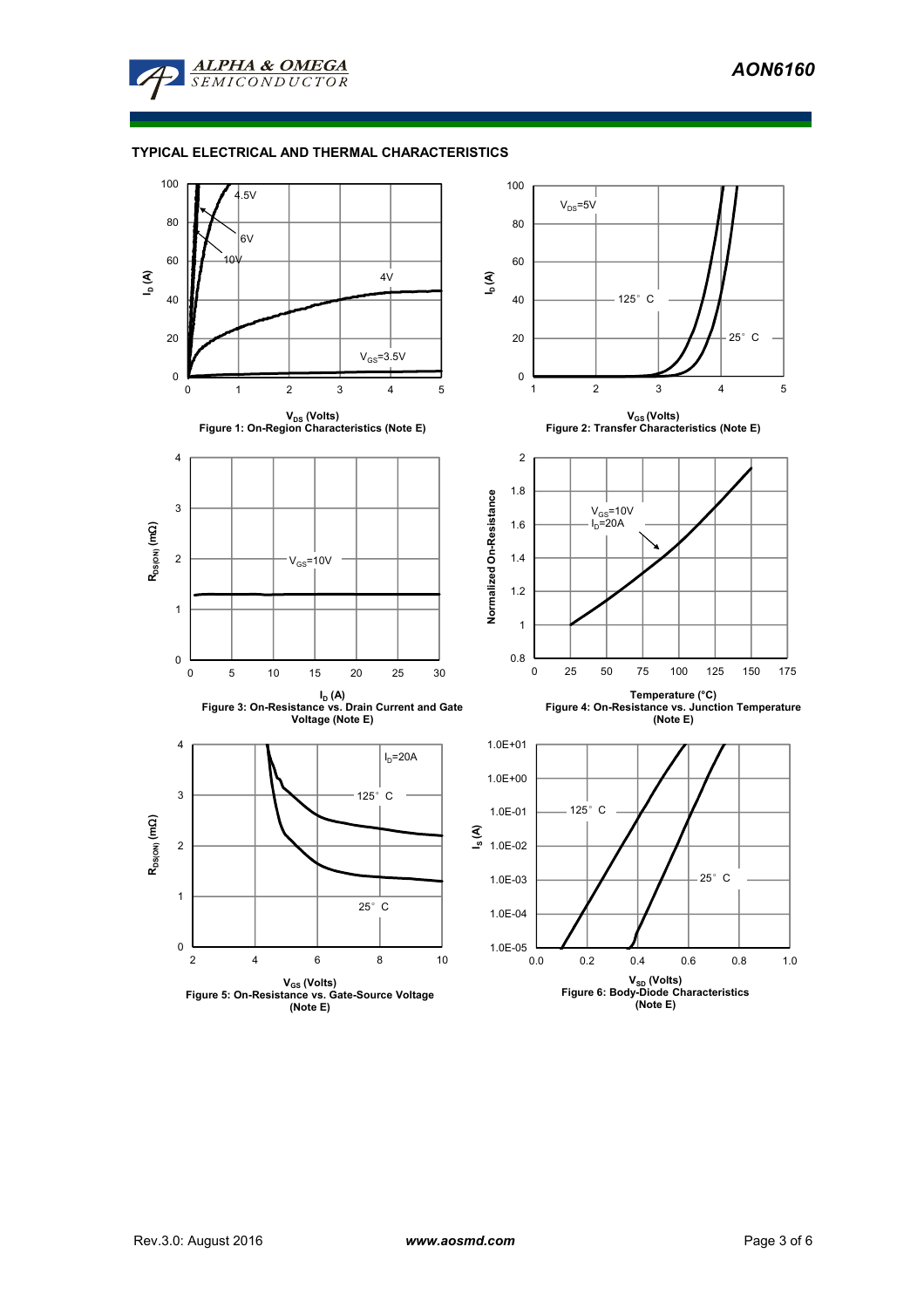## TYPICAL ELECTRICAL AND THERMAL CHARACTERISTICS

Figure 1: On-Region Characteristics (Note E)

Figure 2: Transfer Characteristics (Note E)

Figure 3: On-Resistance vs. Drain Current and Gate Voltage (Note E)

Figure 4: On-Resistance vs. Junction Temperature (Note E)

Figure 5: On-Resistance vs. Gate-Source Voltage (Note E)

Figure 6: Body-Diode Characteristics (Note E)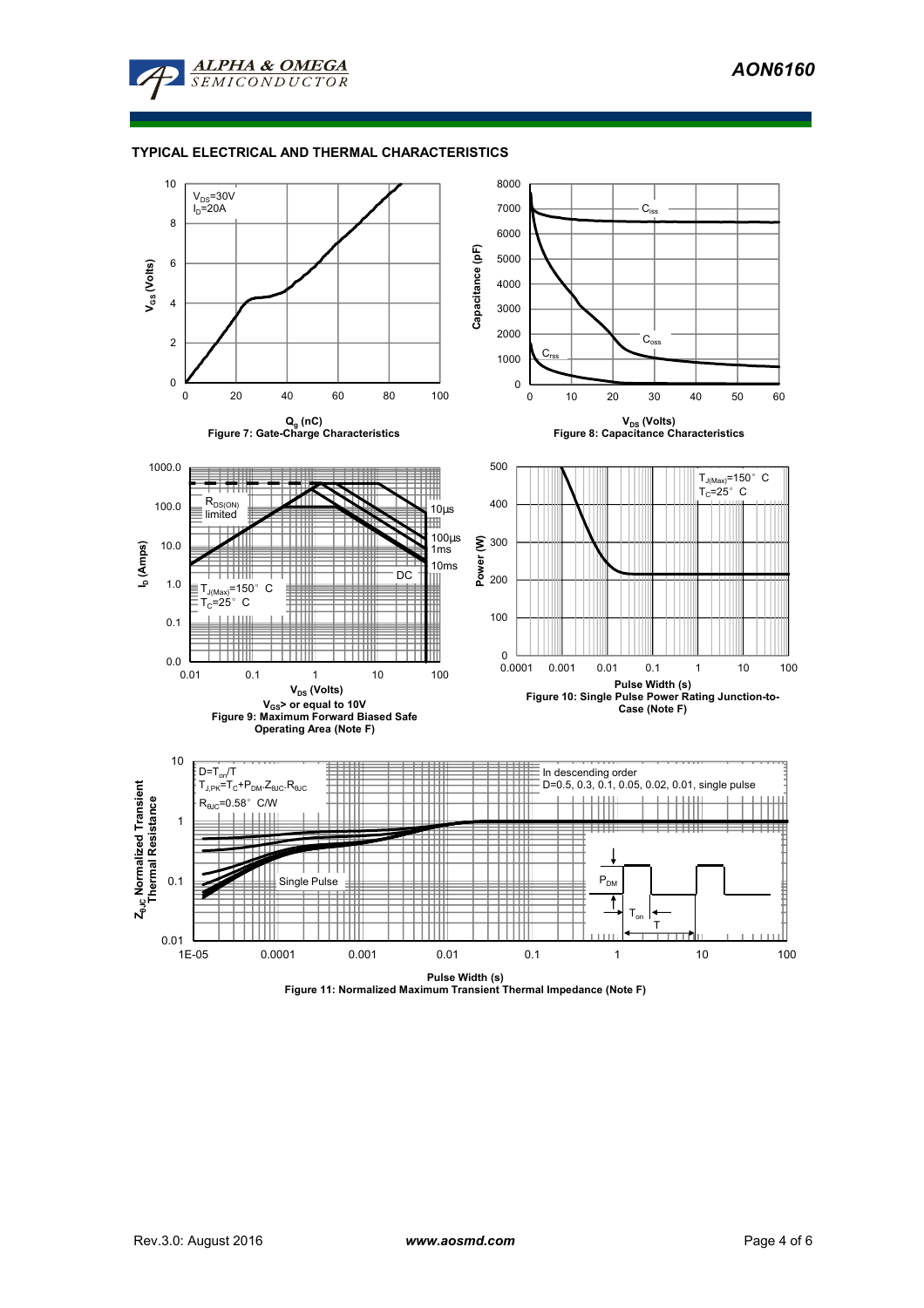## TYPICAL ELECTRICAL AND THERMAL CHARACTERISTICS

$V_{DS}$=30V
$I_D$=20A

$Q_g$ (nC)
Figure 7: Gate-Charge Characteristics

$V_{DS}$ (Volts)
Figure 8: Capacitance Characteristics

$V_{DS}$ (Volts)
$V_{GS}$> or equal to 10V
Figure 9: Maximum Forward Biased Safe Operating Area (Note F)

Pulse Width (s)
Figure 10: Single Pulse Power Rating Junction-to-Case (Note F)

$D=T_{on}/T$
$T_{J,PK}=T_C+P_{DM}.Z_{\theta JC}.R_{\theta JC}$
$R_{\theta JC}$=0.58° C/W

In descending order
D=0.5, 0.3, 0.1, 0.05, 0.02, 0.01, single pulse

Pulse Width (s)
Figure 11: Normalized Maximum Transient Thermal Impedance (Note F)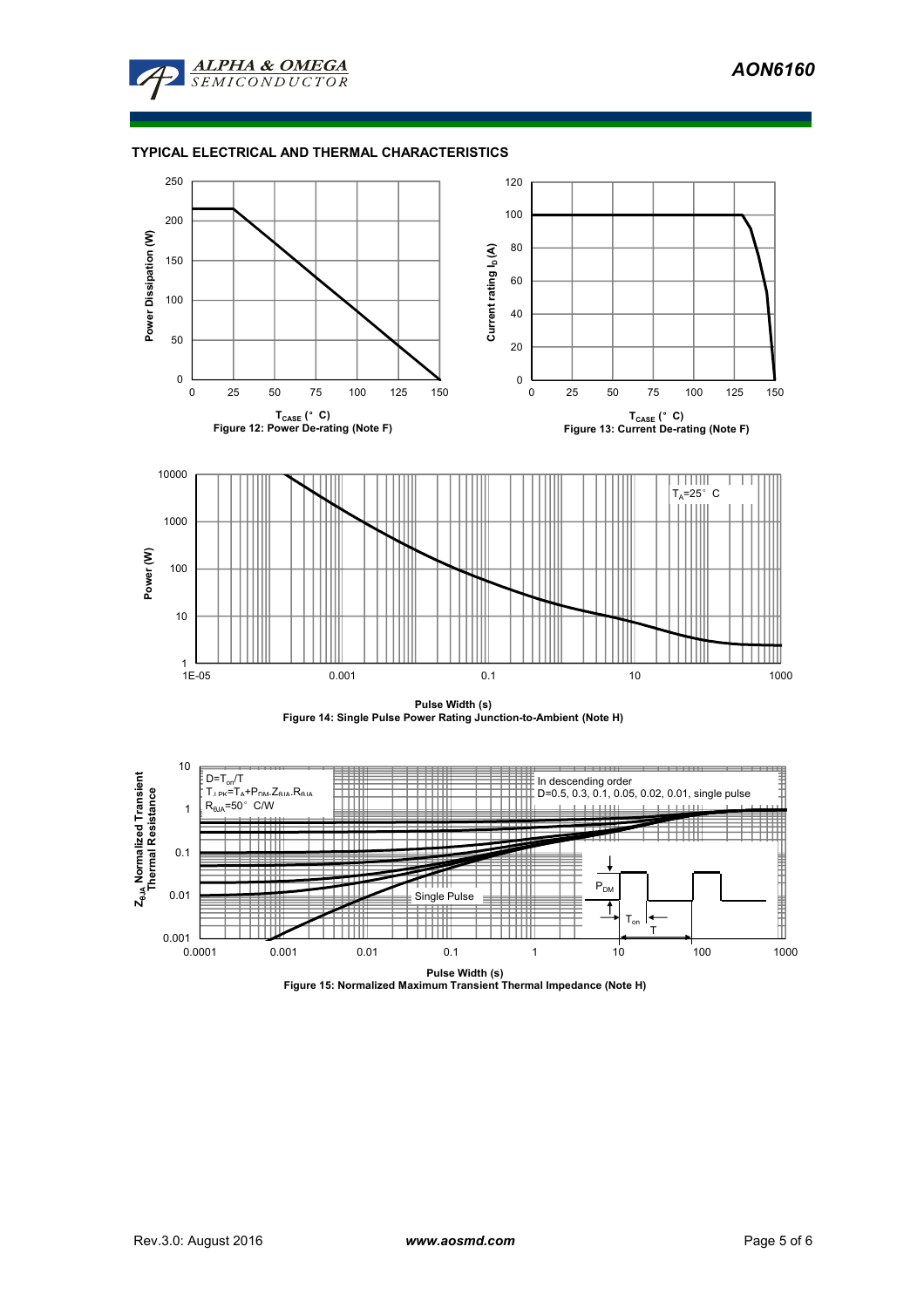## TYPICAL ELECTRICAL AND THERMAL CHARACTERISTICS

Figure 12: Power De-rating (Note F)

Figure 13: Current De-rating (Note F)

Figure 14: Single Pulse Power Rating Junction-to-Ambient (Note H)

Figure 15: Normalized Maximum Transient Thermal Impedance (Note H)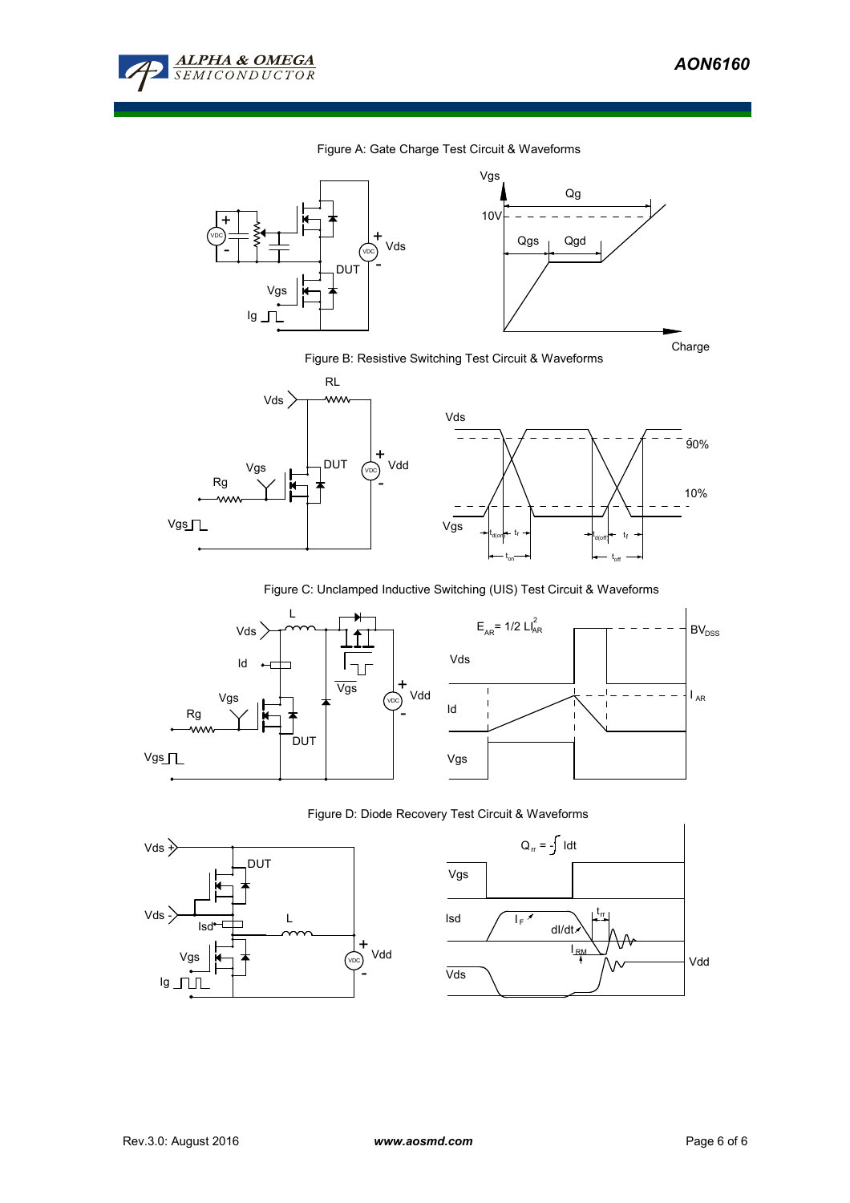Figure A: Gate Charge Test Circuit & Waveforms

Vgs
Qg
10V
Qgs
Qgd
Charge
VDC
Vds
DUT
Vgs
Ig

Figure B: Resistive Switching Test Circuit & Waveforms

RL
Vds
Vgs
DUT
Rg
Vdd
Vgs
Vds
90%
10%
Vgs
$t_{d(on)}$ $t_r$ $t_{on}$
$t_{d(off)}$ $t_f$ $t_{off}$

Figure C: Unclamped Inductive Switching (UIS) Test Circuit & Waveforms

L
Vds
Id
Vgs
Rg
Vgs
DUT
Vgs
Vdd
$E_{AR} = 1/2\ LI_{AR}^2$
$BV_{DSS}$
Vds
Id
$I_{AR}$
Vgs

Figure D: Diode Recovery Test Circuit & Waveforms

Vds +
DUT
Vds -
Isd
L
Vgs
Ig
Vdd
$Q_{rr} = -\int Idt$
Vgs
Isd
$I_F$
dI/dt
$t_{rr}$
$I_{RM}$
Vds
Vdd